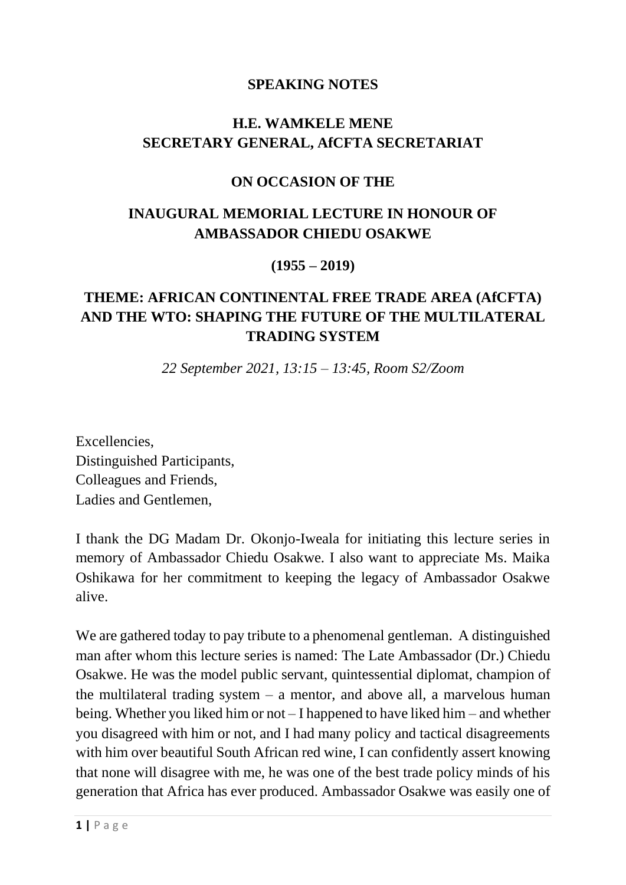**SPEAKING NOTES**

**H.E. WAMKELE MENE**
**SECRETARY GENERAL, AfCFTA SECRETARIAT**

**ON OCCASION OF THE**

**INAUGURAL MEMORIAL LECTURE IN HONOUR OF AMBASSADOR CHIEDU OSAKWE**

**(1955 – 2019)**

**THEME: AFRICAN CONTINENTAL FREE TRADE AREA (AfCFTA) AND THE WTO: SHAPING THE FUTURE OF THE MULTILATERAL TRADING SYSTEM**

*22 September 2021, 13:15 – 13:45, Room S2/Zoom*

Excellencies,
Distinguished Participants,
Colleagues and Friends,
Ladies and Gentlemen,

I thank the DG Madam Dr. Okonjo-Iweala for initiating this lecture series in memory of Ambassador Chiedu Osakwe. I also want to appreciate Ms. Maika Oshikawa for her commitment to keeping the legacy of Ambassador Osakwe alive.

We are gathered today to pay tribute to a phenomenal gentleman. A distinguished man after whom this lecture series is named: The Late Ambassador (Dr.) Chiedu Osakwe. He was the model public servant, quintessential diplomat, champion of the multilateral trading system – a mentor, and above all, a marvelous human being. Whether you liked him or not – I happened to have liked him – and whether you disagreed with him or not, and I had many policy and tactical disagreements with him over beautiful South African red wine, I can confidently assert knowing that none will disagree with me, he was one of the best trade policy minds of his generation that Africa has ever produced. Ambassador Osakwe was easily one of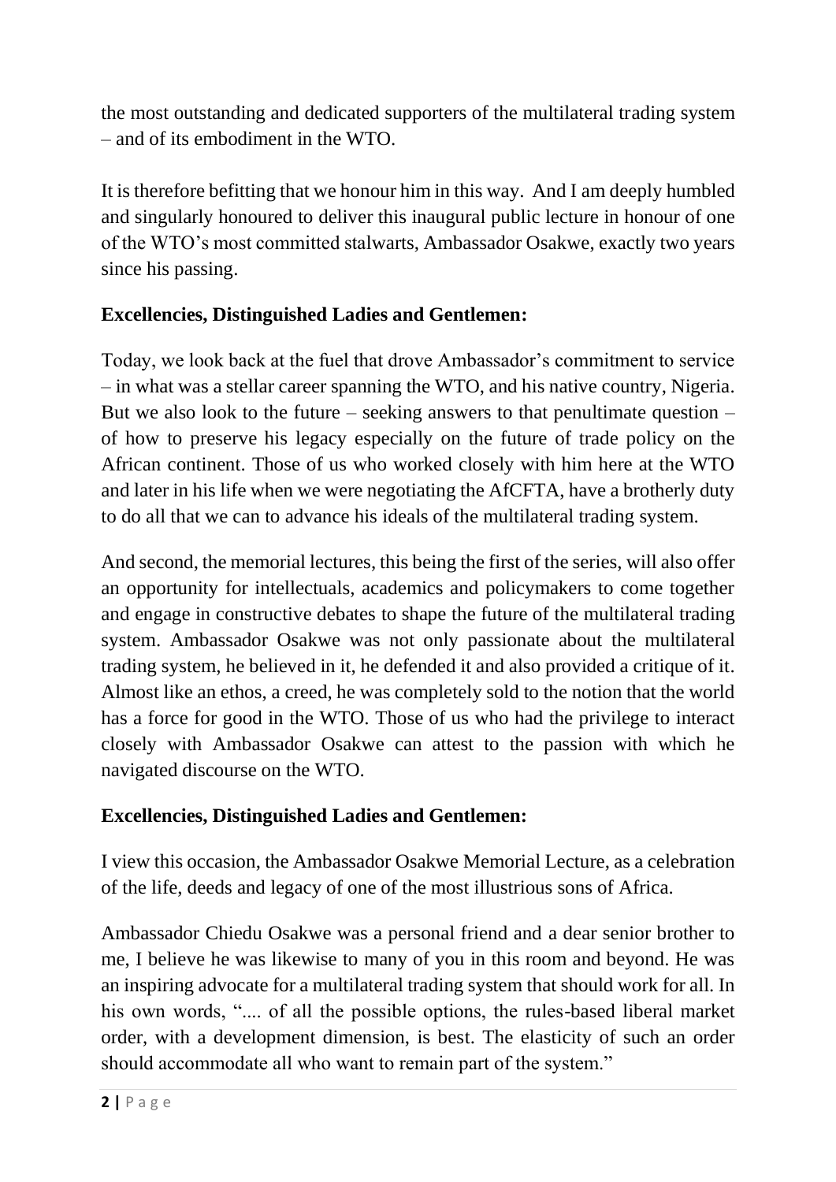the most outstanding and dedicated supporters of the multilateral trading system – and of its embodiment in the WTO.

It is therefore befitting that we honour him in this way. And I am deeply humbled and singularly honoured to deliver this inaugural public lecture in honour of one of the WTO's most committed stalwarts, Ambassador Osakwe, exactly two years since his passing.

**Excellencies, Distinguished Ladies and Gentlemen:**

Today, we look back at the fuel that drove Ambassador's commitment to service – in what was a stellar career spanning the WTO, and his native country, Nigeria. But we also look to the future – seeking answers to that penultimate question – of how to preserve his legacy especially on the future of trade policy on the African continent. Those of us who worked closely with him here at the WTO and later in his life when we were negotiating the AfCFTA, have a brotherly duty to do all that we can to advance his ideals of the multilateral trading system.

And second, the memorial lectures, this being the first of the series, will also offer an opportunity for intellectuals, academics and policymakers to come together and engage in constructive debates to shape the future of the multilateral trading system. Ambassador Osakwe was not only passionate about the multilateral trading system, he believed in it, he defended it and also provided a critique of it. Almost like an ethos, a creed, he was completely sold to the notion that the world has a force for good in the WTO. Those of us who had the privilege to interact closely with Ambassador Osakwe can attest to the passion with which he navigated discourse on the WTO.

**Excellencies, Distinguished Ladies and Gentlemen:**

I view this occasion, the Ambassador Osakwe Memorial Lecture, as a celebration of the life, deeds and legacy of one of the most illustrious sons of Africa.

Ambassador Chiedu Osakwe was a personal friend and a dear senior brother to me, I believe he was likewise to many of you in this room and beyond. He was an inspiring advocate for a multilateral trading system that should work for all. In his own words, ".... of all the possible options, the rules-based liberal market order, with a development dimension, is best. The elasticity of such an order should accommodate all who want to remain part of the system."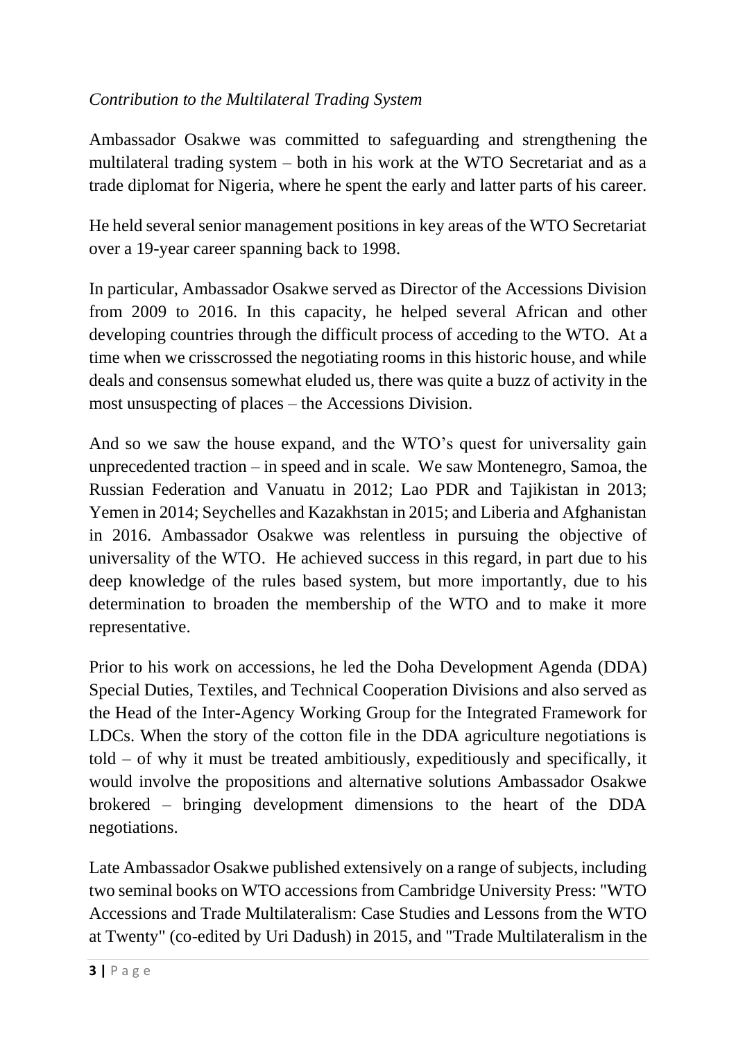*Contribution to the Multilateral Trading System*

Ambassador Osakwe was committed to safeguarding and strengthening the multilateral trading system – both in his work at the WTO Secretariat and as a trade diplomat for Nigeria, where he spent the early and latter parts of his career.

He held several senior management positions in key areas of the WTO Secretariat over a 19-year career spanning back to 1998.

In particular, Ambassador Osakwe served as Director of the Accessions Division from 2009 to 2016. In this capacity, he helped several African and other developing countries through the difficult process of acceding to the WTO. At a time when we crisscrossed the negotiating rooms in this historic house, and while deals and consensus somewhat eluded us, there was quite a buzz of activity in the most unsuspecting of places – the Accessions Division.

And so we saw the house expand, and the WTO's quest for universality gain unprecedented traction – in speed and in scale. We saw Montenegro, Samoa, the Russian Federation and Vanuatu in 2012; Lao PDR and Tajikistan in 2013; Yemen in 2014; Seychelles and Kazakhstan in 2015; and Liberia and Afghanistan in 2016. Ambassador Osakwe was relentless in pursuing the objective of universality of the WTO. He achieved success in this regard, in part due to his deep knowledge of the rules based system, but more importantly, due to his determination to broaden the membership of the WTO and to make it more representative.

Prior to his work on accessions, he led the Doha Development Agenda (DDA) Special Duties, Textiles, and Technical Cooperation Divisions and also served as the Head of the Inter-Agency Working Group for the Integrated Framework for LDCs. When the story of the cotton file in the DDA agriculture negotiations is told – of why it must be treated ambitiously, expeditiously and specifically, it would involve the propositions and alternative solutions Ambassador Osakwe brokered – bringing development dimensions to the heart of the DDA negotiations.

Late Ambassador Osakwe published extensively on a range of subjects, including two seminal books on WTO accessions from Cambridge University Press: "WTO Accessions and Trade Multilateralism: Case Studies and Lessons from the WTO at Twenty" (co-edited by Uri Dadush) in 2015, and "Trade Multilateralism in the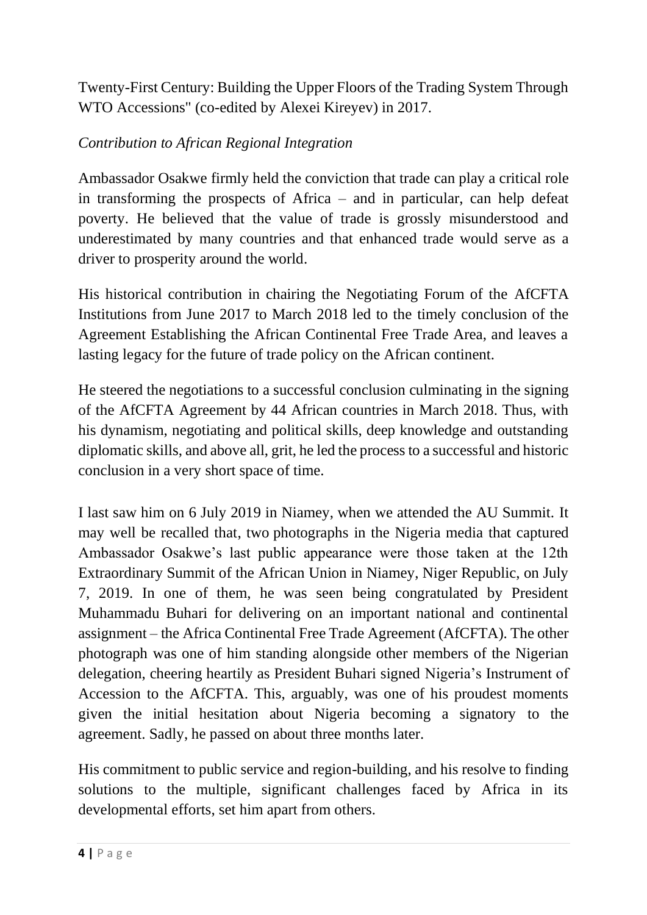Twenty-First Century: Building the Upper Floors of the Trading System Through WTO Accessions" (co-edited by Alexei Kireyev) in 2017.

*Contribution to African Regional Integration*

Ambassador Osakwe firmly held the conviction that trade can play a critical role in transforming the prospects of Africa – and in particular, can help defeat poverty. He believed that the value of trade is grossly misunderstood and underestimated by many countries and that enhanced trade would serve as a driver to prosperity around the world.

His historical contribution in chairing the Negotiating Forum of the AfCFTA Institutions from June 2017 to March 2018 led to the timely conclusion of the Agreement Establishing the African Continental Free Trade Area, and leaves a lasting legacy for the future of trade policy on the African continent.

He steered the negotiations to a successful conclusion culminating in the signing of the AfCFTA Agreement by 44 African countries in March 2018. Thus, with his dynamism, negotiating and political skills, deep knowledge and outstanding diplomatic skills, and above all, grit, he led the process to a successful and historic conclusion in a very short space of time.

I last saw him on 6 July 2019 in Niamey, when we attended the AU Summit. It may well be recalled that, two photographs in the Nigeria media that captured Ambassador Osakwe's last public appearance were those taken at the 12th Extraordinary Summit of the African Union in Niamey, Niger Republic, on July 7, 2019. In one of them, he was seen being congratulated by President Muhammadu Buhari for delivering on an important national and continental assignment – the Africa Continental Free Trade Agreement (AfCFTA). The other photograph was one of him standing alongside other members of the Nigerian delegation, cheering heartily as President Buhari signed Nigeria's Instrument of Accession to the AfCFTA. This, arguably, was one of his proudest moments given the initial hesitation about Nigeria becoming a signatory to the agreement. Sadly, he passed on about three months later.

His commitment to public service and region-building, and his resolve to finding solutions to the multiple, significant challenges faced by Africa in its developmental efforts, set him apart from others.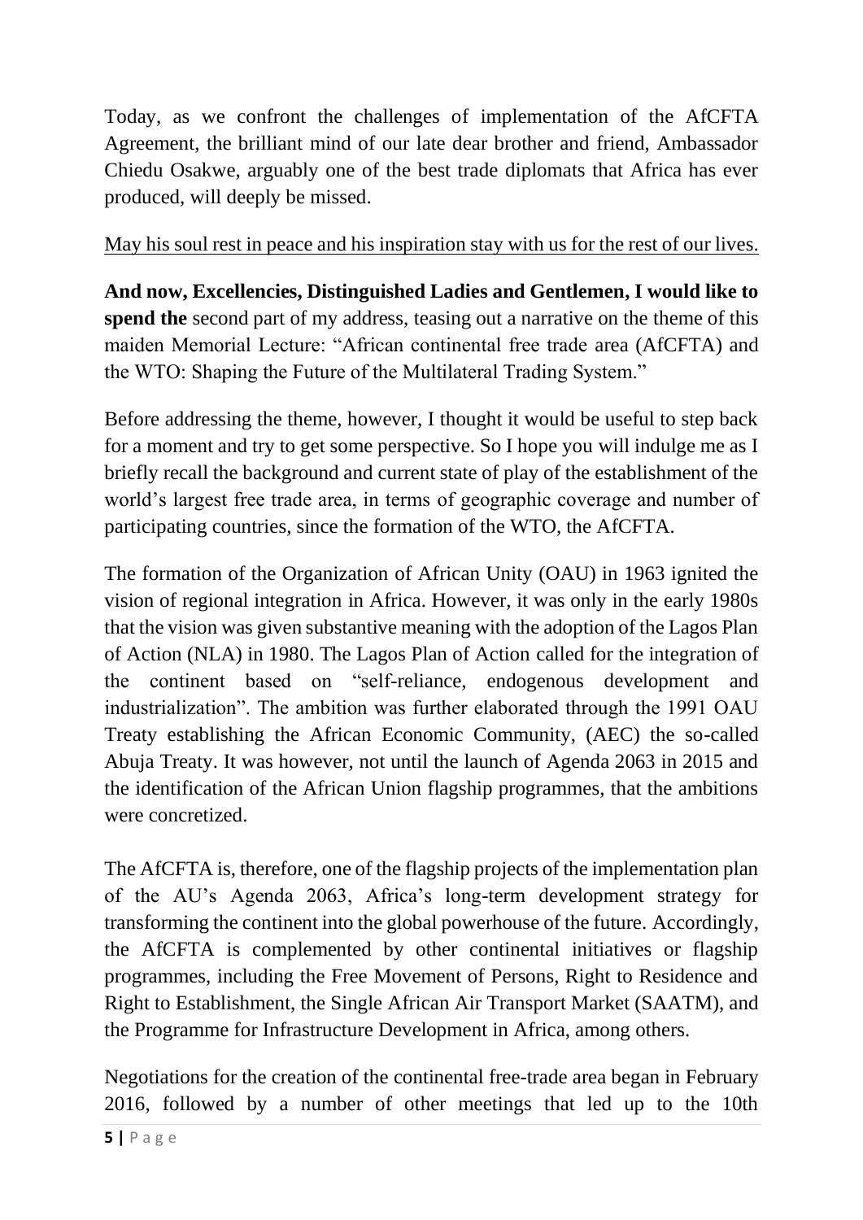Today, as we confront the challenges of implementation of the AfCFTA Agreement, the brilliant mind of our late dear brother and friend, Ambassador Chiedu Osakwe, arguably one of the best trade diplomats that Africa has ever produced, will deeply be missed.

<u>May his soul rest in peace and his inspiration stay with us for the rest of our lives.</u>

**And now, Excellencies, Distinguished Ladies and Gentlemen, I would like to spend the** second part of my address, teasing out a narrative on the theme of this maiden Memorial Lecture: "African continental free trade area (AfCFTA) and the WTO: Shaping the Future of the Multilateral Trading System."

Before addressing the theme, however, I thought it would be useful to step back for a moment and try to get some perspective. So I hope you will indulge me as I briefly recall the background and current state of play of the establishment of the world's largest free trade area, in terms of geographic coverage and number of participating countries, since the formation of the WTO, the AfCFTA.

The formation of the Organization of African Unity (OAU) in 1963 ignited the vision of regional integration in Africa. However, it was only in the early 1980s that the vision was given substantive meaning with the adoption of the Lagos Plan of Action (NLA) in 1980. The Lagos Plan of Action called for the integration of the continent based on "self-reliance, endogenous development and industrialization". The ambition was further elaborated through the 1991 OAU Treaty establishing the African Economic Community, (AEC) the so-called Abuja Treaty. It was however, not until the launch of Agenda 2063 in 2015 and the identification of the African Union flagship programmes, that the ambitions were concretized.

The AfCFTA is, therefore, one of the flagship projects of the implementation plan of the AU's Agenda 2063, Africa's long-term development strategy for transforming the continent into the global powerhouse of the future. Accordingly, the AfCFTA is complemented by other continental initiatives or flagship programmes, including the Free Movement of Persons, Right to Residence and Right to Establishment, the Single African Air Transport Market (SAATM), and the Programme for Infrastructure Development in Africa, among others.

Negotiations for the creation of the continental free-trade area began in February 2016, followed by a number of other meetings that led up to the 10th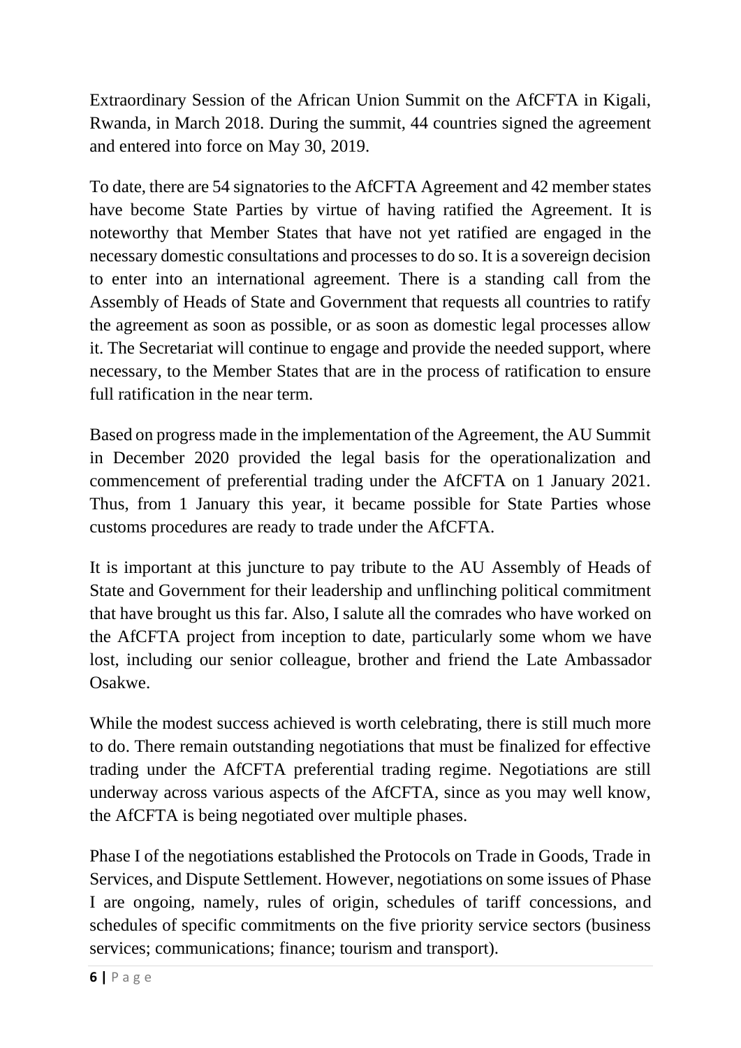Extraordinary Session of the African Union Summit on the AfCFTA in Kigali, Rwanda, in March 2018. During the summit, 44 countries signed the agreement and entered into force on May 30, 2019.

To date, there are 54 signatories to the AfCFTA Agreement and 42 member states have become State Parties by virtue of having ratified the Agreement. It is noteworthy that Member States that have not yet ratified are engaged in the necessary domestic consultations and processes to do so. It is a sovereign decision to enter into an international agreement. There is a standing call from the Assembly of Heads of State and Government that requests all countries to ratify the agreement as soon as possible, or as soon as domestic legal processes allow it. The Secretariat will continue to engage and provide the needed support, where necessary, to the Member States that are in the process of ratification to ensure full ratification in the near term.

Based on progress made in the implementation of the Agreement, the AU Summit in December 2020 provided the legal basis for the operationalization and commencement of preferential trading under the AfCFTA on 1 January 2021. Thus, from 1 January this year, it became possible for State Parties whose customs procedures are ready to trade under the AfCFTA.

It is important at this juncture to pay tribute to the AU Assembly of Heads of State and Government for their leadership and unflinching political commitment that have brought us this far. Also, I salute all the comrades who have worked on the AfCFTA project from inception to date, particularly some whom we have lost, including our senior colleague, brother and friend the Late Ambassador Osakwe.

While the modest success achieved is worth celebrating, there is still much more to do. There remain outstanding negotiations that must be finalized for effective trading under the AfCFTA preferential trading regime. Negotiations are still underway across various aspects of the AfCFTA, since as you may well know, the AfCFTA is being negotiated over multiple phases.

Phase I of the negotiations established the Protocols on Trade in Goods, Trade in Services, and Dispute Settlement. However, negotiations on some issues of Phase I are ongoing, namely, rules of origin, schedules of tariff concessions, and schedules of specific commitments on the five priority service sectors (business services; communications; finance; tourism and transport).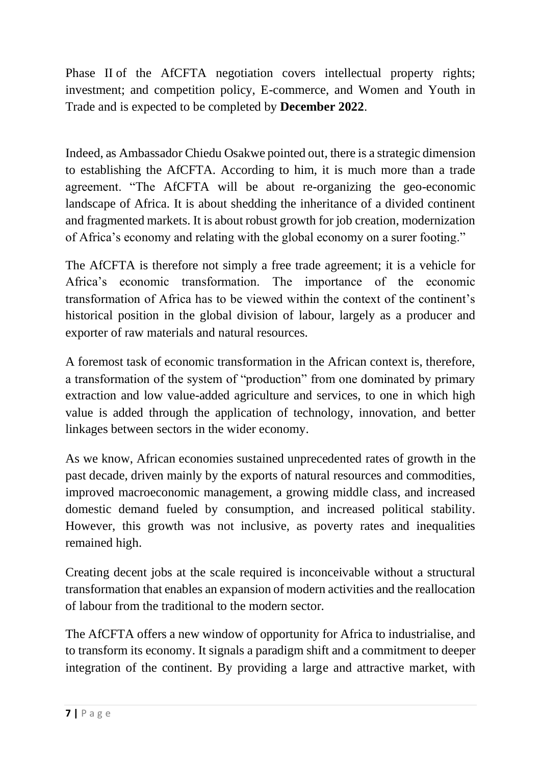Phase II of the AfCFTA negotiation covers intellectual property rights; investment; and competition policy, E-commerce, and Women and Youth in Trade and is expected to be completed by **December 2022**.

Indeed, as Ambassador Chiedu Osakwe pointed out, there is a strategic dimension to establishing the AfCFTA. According to him, it is much more than a trade agreement. "The AfCFTA will be about re-organizing the geo-economic landscape of Africa. It is about shedding the inheritance of a divided continent and fragmented markets. It is about robust growth for job creation, modernization of Africa's economy and relating with the global economy on a surer footing."

The AfCFTA is therefore not simply a free trade agreement; it is a vehicle for Africa's economic transformation. The importance of the economic transformation of Africa has to be viewed within the context of the continent's historical position in the global division of labour, largely as a producer and exporter of raw materials and natural resources.

A foremost task of economic transformation in the African context is, therefore, a transformation of the system of "production" from one dominated by primary extraction and low value-added agriculture and services, to one in which high value is added through the application of technology, innovation, and better linkages between sectors in the wider economy.

As we know, African economies sustained unprecedented rates of growth in the past decade, driven mainly by the exports of natural resources and commodities, improved macroeconomic management, a growing middle class, and increased domestic demand fueled by consumption, and increased political stability. However, this growth was not inclusive, as poverty rates and inequalities remained high.

Creating decent jobs at the scale required is inconceivable without a structural transformation that enables an expansion of modern activities and the reallocation of labour from the traditional to the modern sector.

The AfCFTA offers a new window of opportunity for Africa to industrialise, and to transform its economy. It signals a paradigm shift and a commitment to deeper integration of the continent. By providing a large and attractive market, with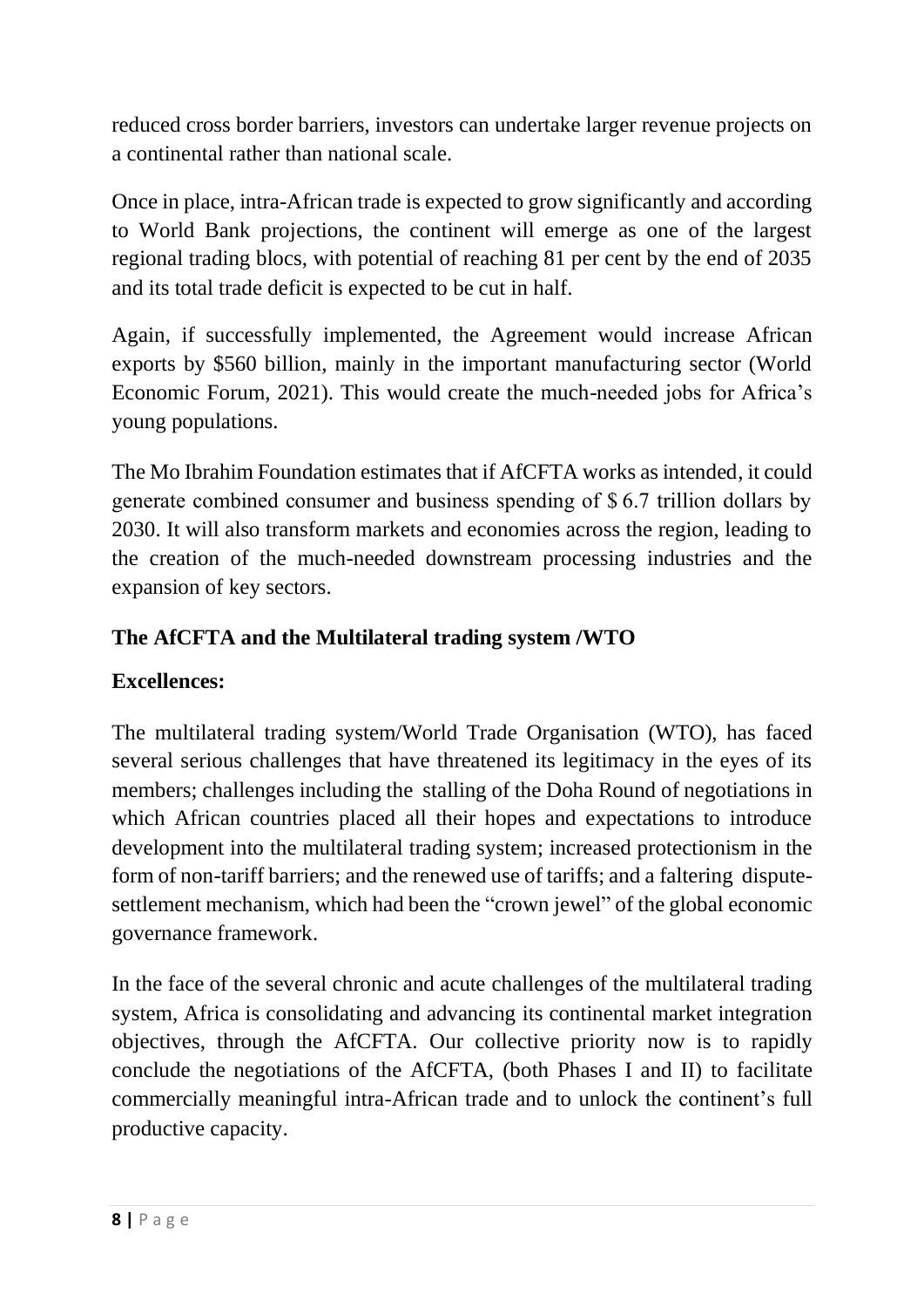reduced cross border barriers, investors can undertake larger revenue projects on a continental rather than national scale.

Once in place, intra-African trade is expected to grow significantly and according to World Bank projections, the continent will emerge as one of the largest regional trading blocs, with potential of reaching 81 per cent by the end of 2035 and its total trade deficit is expected to be cut in half.

Again, if successfully implemented, the Agreement would increase African exports by $560 billion, mainly in the important manufacturing sector (World Economic Forum, 2021). This would create the much-needed jobs for Africa's young populations.

The Mo Ibrahim Foundation estimates that if AfCFTA works as intended, it could generate combined consumer and business spending of $ 6.7 trillion dollars by 2030. It will also transform markets and economies across the region, leading to the creation of the much-needed downstream processing industries and the expansion of key sectors.

**The AfCFTA and the Multilateral trading system /WTO**

**Excellences:**

The multilateral trading system/World Trade Organisation (WTO), has faced several serious challenges that have threatened its legitimacy in the eyes of its members; challenges including the stalling of the Doha Round of negotiations in which African countries placed all their hopes and expectations to introduce development into the multilateral trading system; increased protectionism in the form of non-tariff barriers; and the renewed use of tariffs; and a faltering dispute-settlement mechanism, which had been the "crown jewel" of the global economic governance framework.

In the face of the several chronic and acute challenges of the multilateral trading system, Africa is consolidating and advancing its continental market integration objectives, through the AfCFTA. Our collective priority now is to rapidly conclude the negotiations of the AfCFTA, (both Phases I and II) to facilitate commercially meaningful intra-African trade and to unlock the continent's full productive capacity.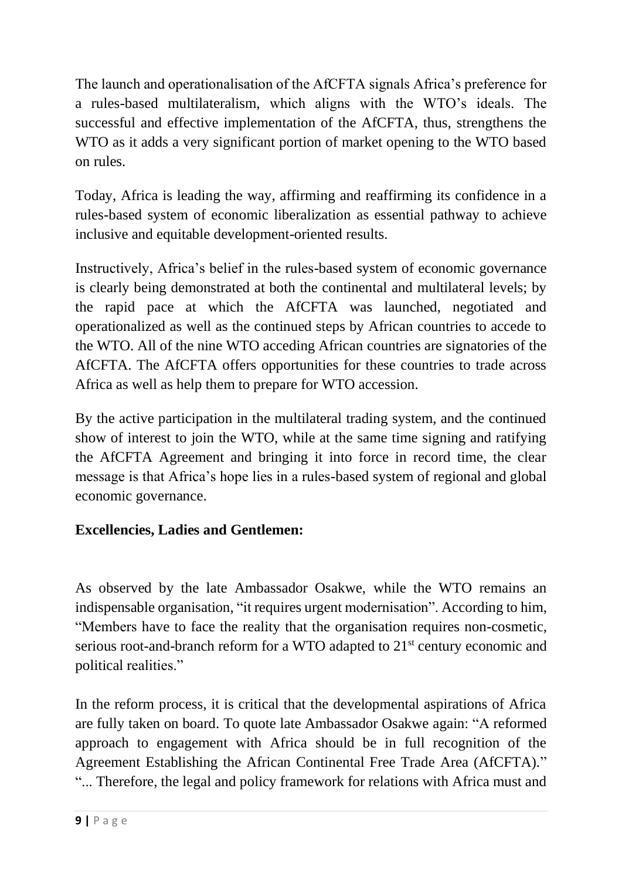The launch and operationalisation of the AfCFTA signals Africa's preference for a rules-based multilateralism, which aligns with the WTO's ideals. The successful and effective implementation of the AfCFTA, thus, strengthens the WTO as it adds a very significant portion of market opening to the WTO based on rules.

Today, Africa is leading the way, affirming and reaffirming its confidence in a rules-based system of economic liberalization as essential pathway to achieve inclusive and equitable development-oriented results.

Instructively, Africa's belief in the rules-based system of economic governance is clearly being demonstrated at both the continental and multilateral levels; by the rapid pace at which the AfCFTA was launched, negotiated and operationalized as well as the continued steps by African countries to accede to the WTO. All of the nine WTO acceding African countries are signatories of the AfCFTA. The AfCFTA offers opportunities for these countries to trade across Africa as well as help them to prepare for WTO accession.

By the active participation in the multilateral trading system, and the continued show of interest to join the WTO, while at the same time signing and ratifying the AfCFTA Agreement and bringing it into force in record time, the clear message is that Africa's hope lies in a rules-based system of regional and global economic governance.

**Excellencies, Ladies and Gentlemen:**

As observed by the late Ambassador Osakwe, while the WTO remains an indispensable organisation, "it requires urgent modernisation". According to him, "Members have to face the reality that the organisation requires non-cosmetic, serious root-and-branch reform for a WTO adapted to 21st century economic and political realities."

In the reform process, it is critical that the developmental aspirations of Africa are fully taken on board. To quote late Ambassador Osakwe again: "A reformed approach to engagement with Africa should be in full recognition of the Agreement Establishing the African Continental Free Trade Area (AfCFTA)." "... Therefore, the legal and policy framework for relations with Africa must and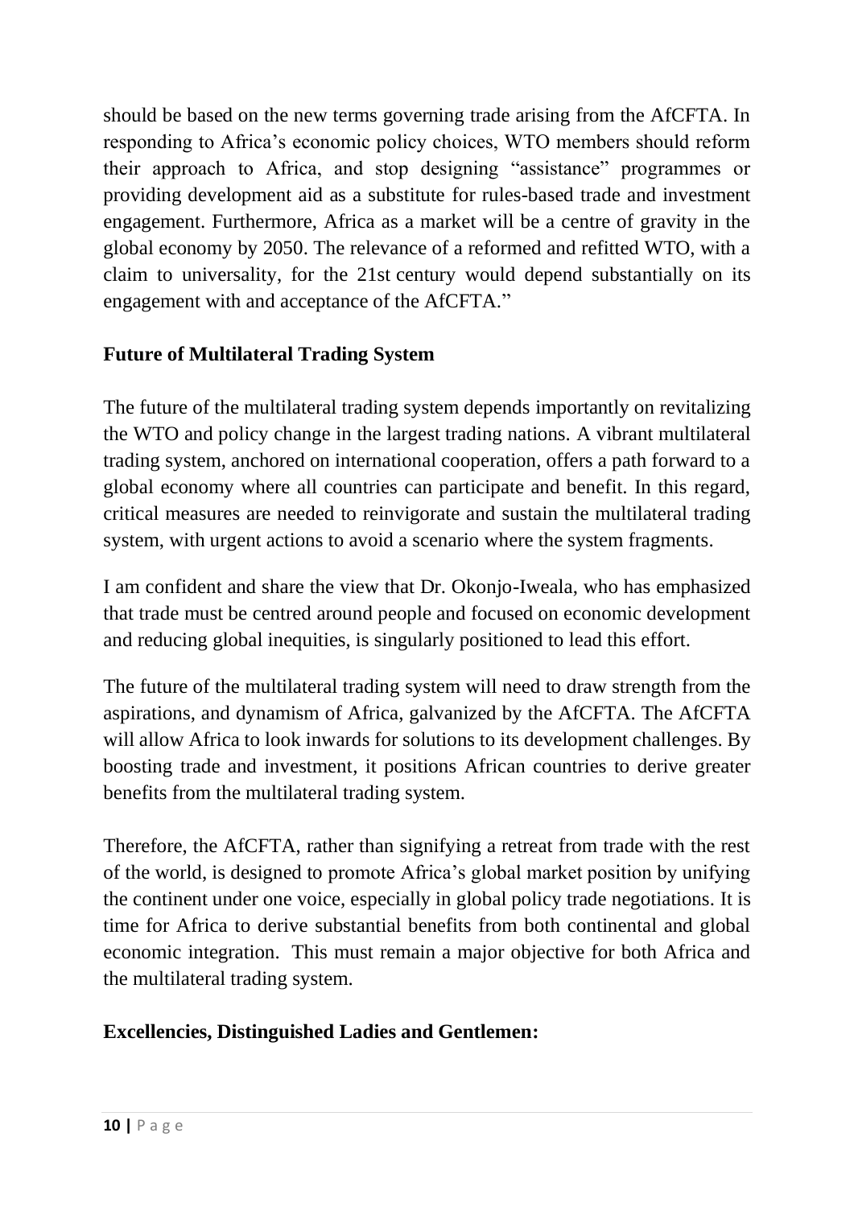should be based on the new terms governing trade arising from the AfCFTA. In responding to Africa's economic policy choices, WTO members should reform their approach to Africa, and stop designing "assistance" programmes or providing development aid as a substitute for rules-based trade and investment engagement. Furthermore, Africa as a market will be a centre of gravity in the global economy by 2050. The relevance of a reformed and refitted WTO, with a claim to universality, for the 21st century would depend substantially on its engagement with and acceptance of the AfCFTA."

**Future of Multilateral Trading System**

The future of the multilateral trading system depends importantly on revitalizing the WTO and policy change in the largest trading nations. A vibrant multilateral trading system, anchored on international cooperation, offers a path forward to a global economy where all countries can participate and benefit. In this regard, critical measures are needed to reinvigorate and sustain the multilateral trading system, with urgent actions to avoid a scenario where the system fragments.

I am confident and share the view that Dr. Okonjo-Iweala, who has emphasized that trade must be centred around people and focused on economic development and reducing global inequities, is singularly positioned to lead this effort.

The future of the multilateral trading system will need to draw strength from the aspirations, and dynamism of Africa, galvanized by the AfCFTA. The AfCFTA will allow Africa to look inwards for solutions to its development challenges. By boosting trade and investment, it positions African countries to derive greater benefits from the multilateral trading system.

Therefore, the AfCFTA, rather than signifying a retreat from trade with the rest of the world, is designed to promote Africa's global market position by unifying the continent under one voice, especially in global policy trade negotiations. It is time for Africa to derive substantial benefits from both continental and global economic integration. This must remain a major objective for both Africa and the multilateral trading system.

**Excellencies, Distinguished Ladies and Gentlemen:**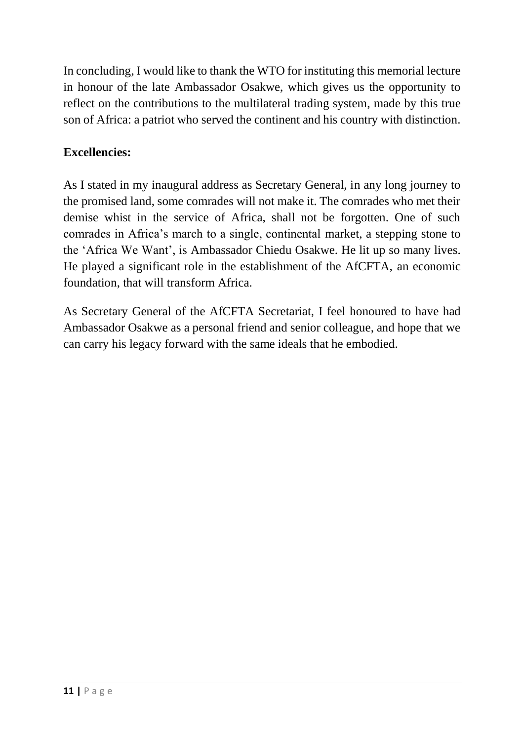In concluding, I would like to thank the WTO for instituting this memorial lecture in honour of the late Ambassador Osakwe, which gives us the opportunity to reflect on the contributions to the multilateral trading system, made by this true son of Africa: a patriot who served the continent and his country with distinction.

**Excellencies:**

As I stated in my inaugural address as Secretary General, in any long journey to the promised land, some comrades will not make it. The comrades who met their demise whist in the service of Africa, shall not be forgotten. One of such comrades in Africa's march to a single, continental market, a stepping stone to the 'Africa We Want', is Ambassador Chiedu Osakwe. He lit up so many lives. He played a significant role in the establishment of the AfCFTA, an economic foundation, that will transform Africa.

As Secretary General of the AfCFTA Secretariat, I feel honoured to have had Ambassador Osakwe as a personal friend and senior colleague, and hope that we can carry his legacy forward with the same ideals that he embodied.